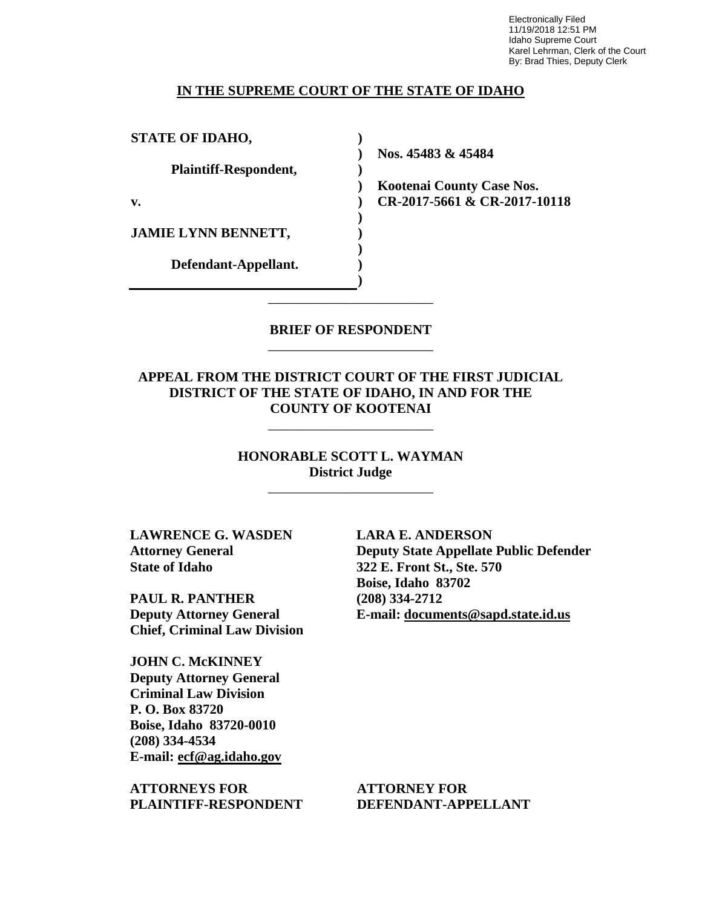Electronically Filed
11/19/2018 12:51 PM
Idaho Supreme Court
Karel Lehrman, Clerk of the Court
By: Brad Thies, Deputy Clerk

## IN THE SUPREME COURT OF THE STATE OF IDAHO

| | | |
|---|---|---|
| **STATE OF IDAHO,** | ) | |
| | ) | **Nos. 45483 & 45484** |
| **Plaintiff-Respondent,** | ) | |
| | ) | **Kootenai County Case Nos.** |
| **v.** | ) | **CR-2017-5661 & CR-2017-10118** |
| | ) | |
| **JAMIE LYNN BENNETT,** | ) | |
| | ) | |
| **Defendant-Appellant.** | ) | |
| | ) | |

---

## BRIEF OF RESPONDENT

---

**APPEAL FROM THE DISTRICT COURT OF THE FIRST JUDICIAL DISTRICT OF THE STATE OF IDAHO, IN AND FOR THE COUNTY OF KOOTENAI**

---

**HONORABLE SCOTT L. WAYMAN**
**District Judge**

---

**LAWRENCE G. WASDEN**
**Attorney General**
**State of Idaho**

**PAUL R. PANTHER**
**Deputy Attorney General**
**Chief, Criminal Law Division**

**JOHN C. McKINNEY**
**Deputy Attorney General**
**Criminal Law Division**
**P. O. Box 83720**
**Boise, Idaho 83720-0010**
**(208) 334-4534**
**E-mail: ecf@ag.idaho.gov**

**ATTORNEYS FOR PLAINTIFF-RESPONDENT**

**LARA E. ANDERSON**
**Deputy State Appellate Public Defender**
**322 E. Front St., Ste. 570**
**Boise, Idaho 83702**
**(208) 334-2712**
**E-mail: documents@sapd.state.id.us**

**ATTORNEY FOR DEFENDANT-APPELLANT**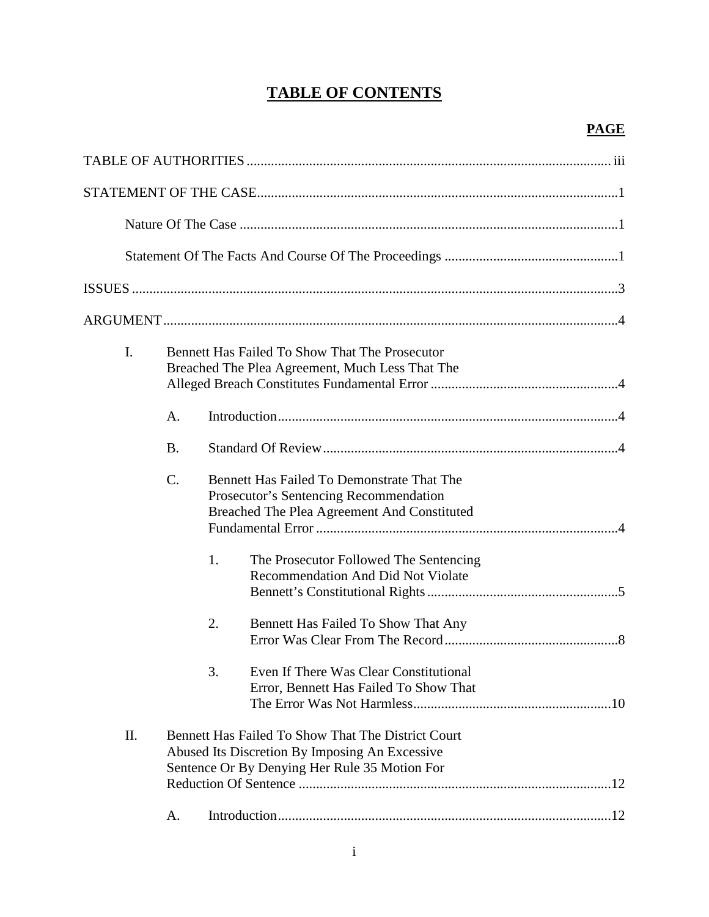# TABLE OF CONTENTS

**PAGE**

TABLE OF AUTHORITIES ........................................................................................................ iii

STATEMENT OF THE CASE.......................................................................................................1

Nature Of The Case ............................................................................................................1

Statement Of The Facts And Course Of The Proceedings ..................................................1

ISSUES ...........................................................................................................................................3

ARGUMENT..................................................................................................................................4

I. Bennett Has Failed To Show That The Prosecutor Breached The Plea Agreement, Much Less That The Alleged Breach Constitutes Fundamental Error ......................................................4

A. Introduction..................................................................................................4

B. Standard Of Review.....................................................................................4

C. Bennett Has Failed To Demonstrate That The Prosecutor's Sentencing Recommendation Breached The Plea Agreement And Constituted Fundamental Error ......................................................................................4

1. The Prosecutor Followed The Sentencing Recommendation And Did Not Violate Bennett's Constitutional Rights.......................................................5

2. Bennett Has Failed To Show That Any Error Was Clear From The Record..................................................8

3. Even If There Was Clear Constitutional Error, Bennett Has Failed To Show That The Error Was Not Harmless.........................................................10

II. Bennett Has Failed To Show That The District Court Abused Its Discretion By Imposing An Excessive Sentence Or By Denying Her Rule 35 Motion For Reduction Of Sentence ..........................................................................................12

A. Introduction................................................................................................12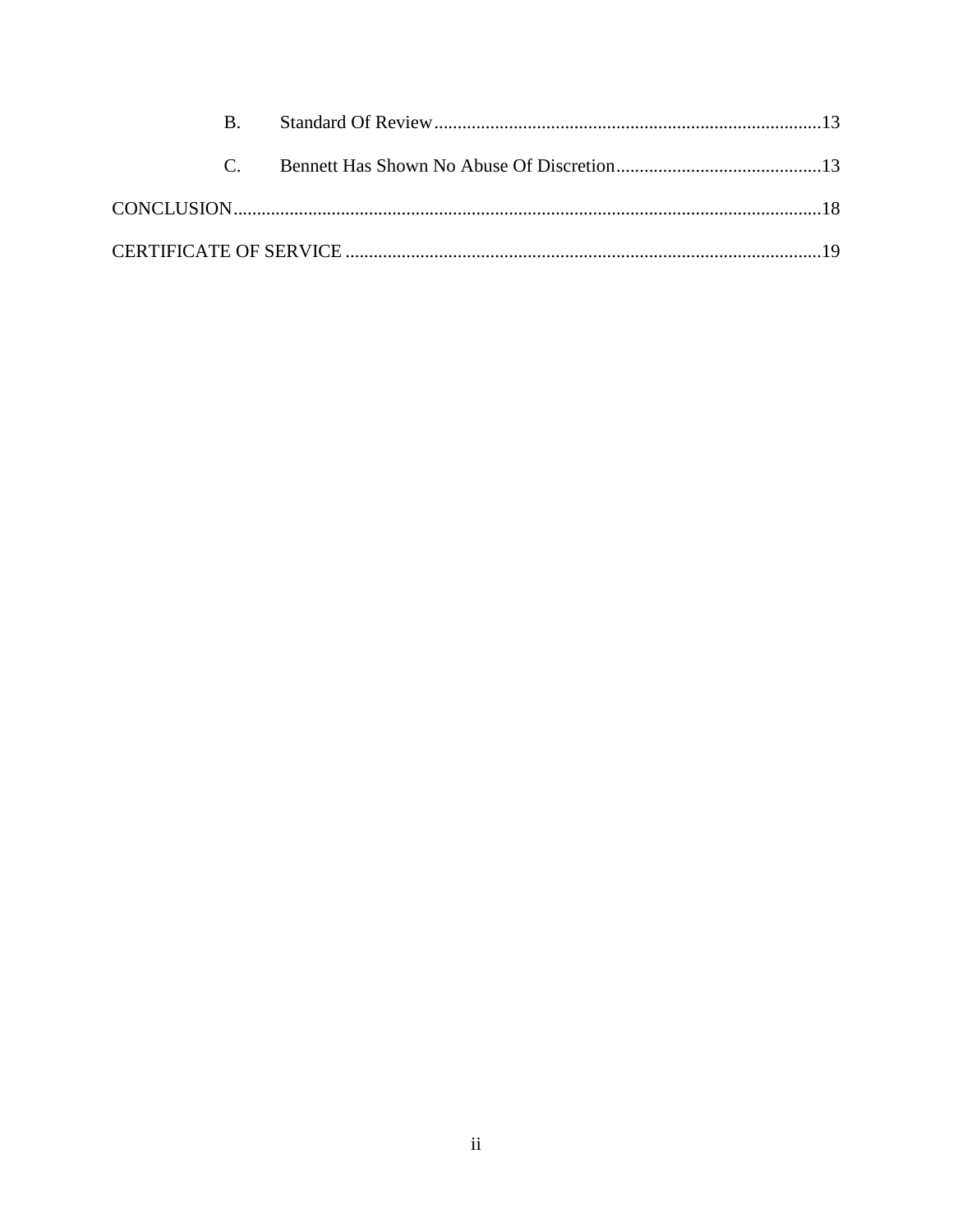B. Standard Of Review ....................................................................................13

C. Bennett Has Shown No Abuse Of Discretion ............................................13

CONCLUSION.............................................................................................................18

CERTIFICATE OF SERVICE .....................................................................................19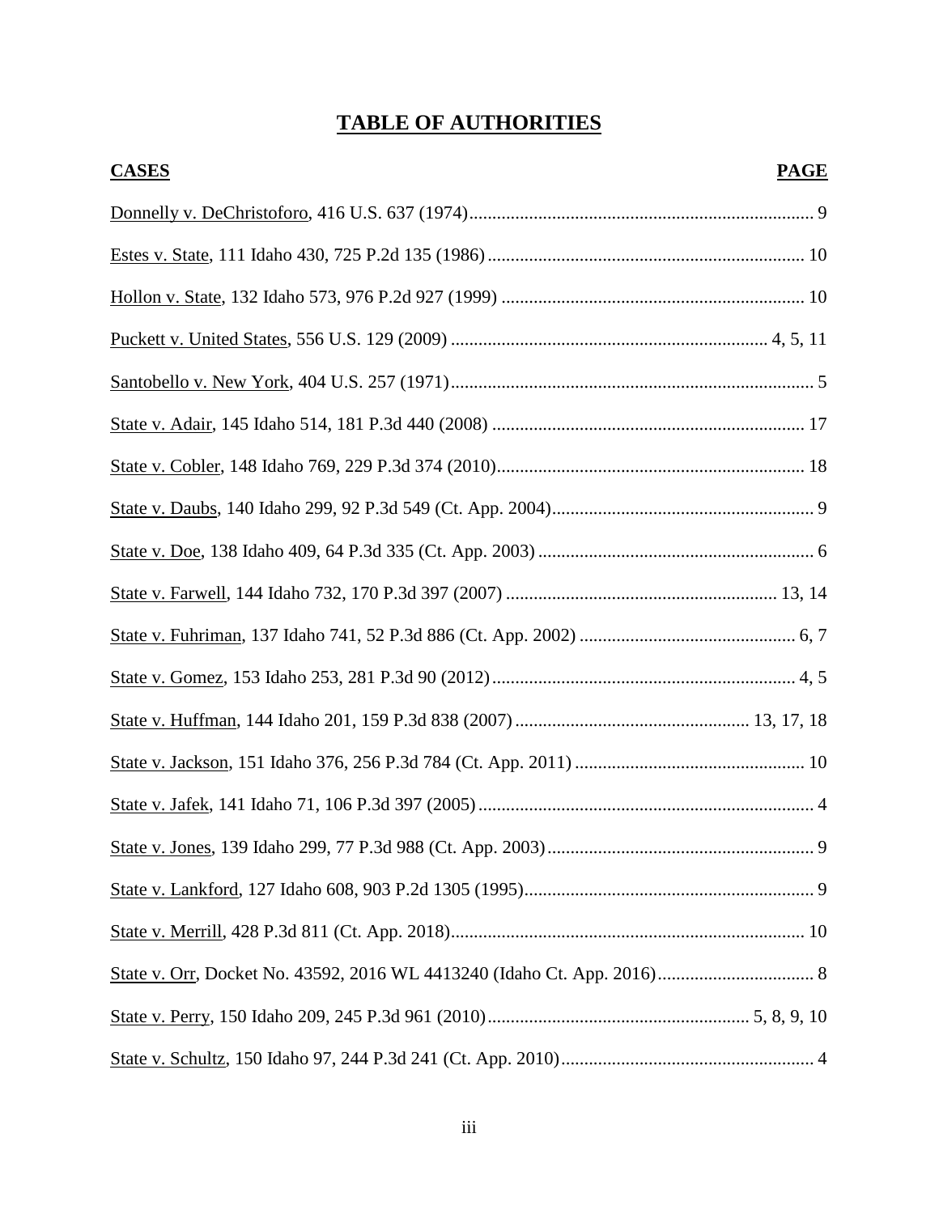# TABLE OF AUTHORITIES

| CASES | PAGE |
|---|---|
| Donnelly v. DeChristoforo, 416 U.S. 637 (1974) | 9 |
| Estes v. State, 111 Idaho 430, 725 P.2d 135 (1986) | 10 |
| Hollon v. State, 132 Idaho 573, 976 P.2d 927 (1999) | 10 |
| Puckett v. United States, 556 U.S. 129 (2009) | 4, 5, 11 |
| Santobello v. New York, 404 U.S. 257 (1971) | 5 |
| State v. Adair, 145 Idaho 514, 181 P.3d 440 (2008) | 17 |
| State v. Cobler, 148 Idaho 769, 229 P.3d 374 (2010) | 18 |
| State v. Daubs, 140 Idaho 299, 92 P.3d 549 (Ct. App. 2004) | 9 |
| State v. Doe, 138 Idaho 409, 64 P.3d 335 (Ct. App. 2003) | 6 |
| State v. Farwell, 144 Idaho 732, 170 P.3d 397 (2007) | 13, 14 |
| State v. Fuhriman, 137 Idaho 741, 52 P.3d 886 (Ct. App. 2002) | 6, 7 |
| State v. Gomez, 153 Idaho 253, 281 P.3d 90 (2012) | 4, 5 |
| State v. Huffman, 144 Idaho 201, 159 P.3d 838 (2007) | 13, 17, 18 |
| State v. Jackson, 151 Idaho 376, 256 P.3d 784 (Ct. App. 2011) | 10 |
| State v. Jafek, 141 Idaho 71, 106 P.3d 397 (2005) | 4 |
| State v. Jones, 139 Idaho 299, 77 P.3d 988 (Ct. App. 2003) | 9 |
| State v. Lankford, 127 Idaho 608, 903 P.2d 1305 (1995) | 9 |
| State v. Merrill, 428 P.3d 811 (Ct. App. 2018) | 10 |
| State v. Orr, Docket No. 43592, 2016 WL 4413240 (Idaho Ct. App. 2016) | 8 |
| State v. Perry, 150 Idaho 209, 245 P.3d 961 (2010) | 5, 8, 9, 10 |
| State v. Schultz, 150 Idaho 97, 244 P.3d 241 (Ct. App. 2010) | 4 |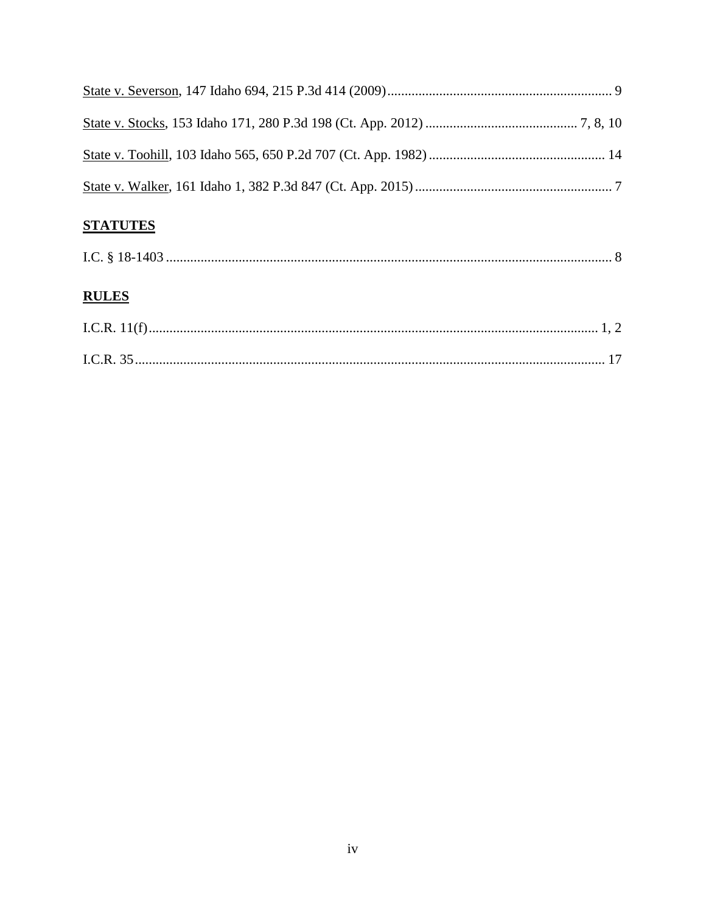State v. Severson, 147 Idaho 694, 215 P.3d 414 (2009) ................................................................. 9

State v. Stocks, 153 Idaho 171, 280 P.3d 198 (Ct. App. 2012) ............................................ 7, 8, 10

State v. Toohill, 103 Idaho 565, 650 P.2d 707 (Ct. App. 1982) ................................................... 14

State v. Walker, 161 Idaho 1, 382 P.3d 847 (Ct. App. 2015) ......................................................... 7

## STATUTES

I.C. § 18-1403 ................................................................................................................................. 8

## RULES

I.C.R. 11(f) .................................................................................................................................. 1, 2

I.C.R. 35 ....................................................................................................................................... 17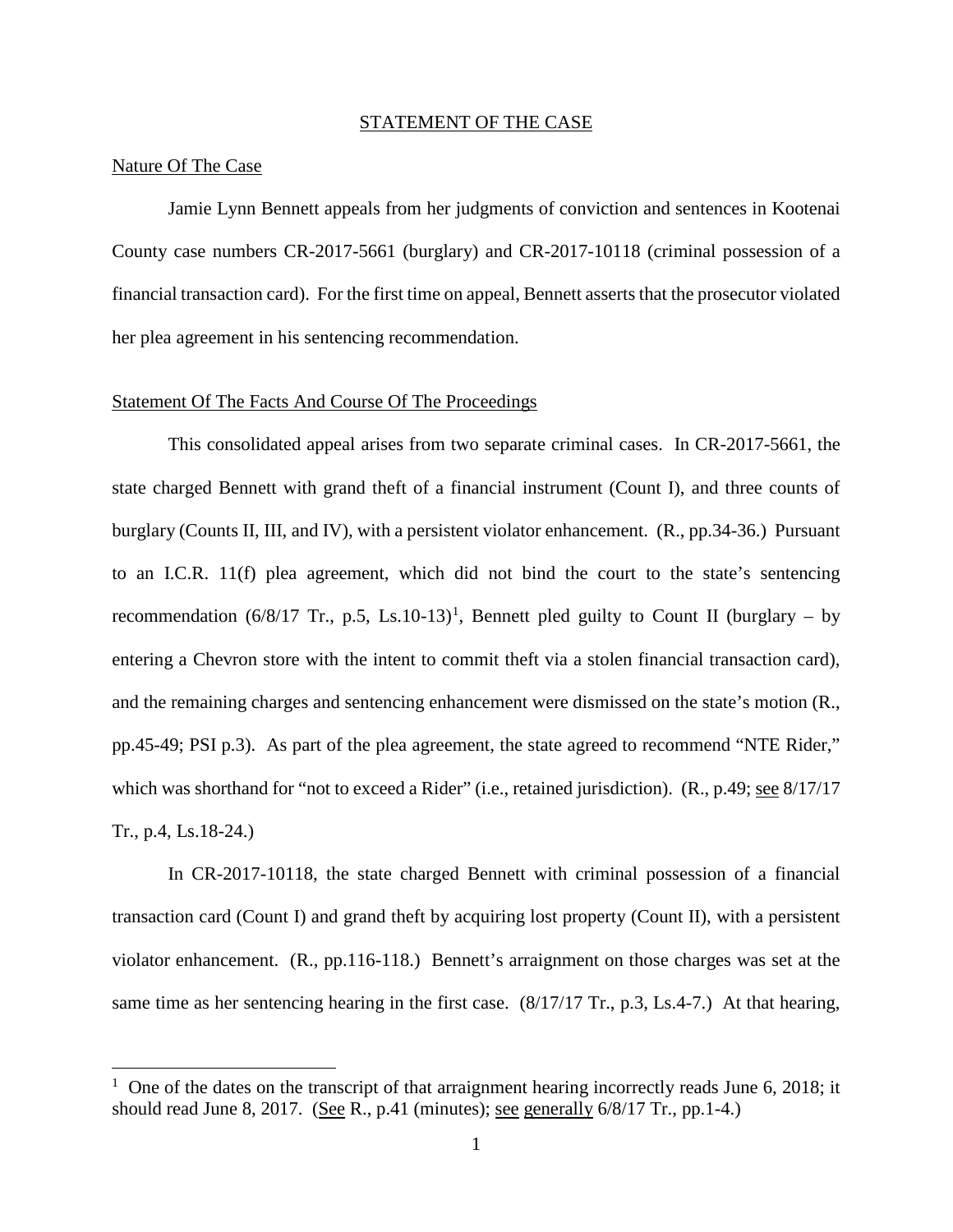## STATEMENT OF THE CASE

### Nature Of The Case

Jamie Lynn Bennett appeals from her judgments of conviction and sentences in Kootenai County case numbers CR-2017-5661 (burglary) and CR-2017-10118 (criminal possession of a financial transaction card). For the first time on appeal, Bennett asserts that the prosecutor violated her plea agreement in his sentencing recommendation.

### Statement Of The Facts And Course Of The Proceedings

This consolidated appeal arises from two separate criminal cases. In CR-2017-5661, the state charged Bennett with grand theft of a financial instrument (Count I), and three counts of burglary (Counts II, III, and IV), with a persistent violator enhancement. (R., pp.34-36.) Pursuant to an I.C.R. 11(f) plea agreement, which did not bind the court to the state's sentencing recommendation (6/8/17 Tr., p.5, Ls.10-13)[1], Bennett pled guilty to Count II (burglary – by entering a Chevron store with the intent to commit theft via a stolen financial transaction card), and the remaining charges and sentencing enhancement were dismissed on the state's motion (R., pp.45-49; PSI p.3). As part of the plea agreement, the state agreed to recommend "NTE Rider," which was shorthand for "not to exceed a Rider" (i.e., retained jurisdiction). (R., p.49; see 8/17/17 Tr., p.4, Ls.18-24.)

In CR-2017-10118, the state charged Bennett with criminal possession of a financial transaction card (Count I) and grand theft by acquiring lost property (Count II), with a persistent violator enhancement. (R., pp.116-118.) Bennett's arraignment on those charges was set at the same time as her sentencing hearing in the first case. (8/17/17 Tr., p.3, Ls.4-7.) At that hearing,

[1] One of the dates on the transcript of that arraignment hearing incorrectly reads June 6, 2018; it should read June 8, 2017. (See R., p.41 (minutes); see generally 6/8/17 Tr., pp.1-4.)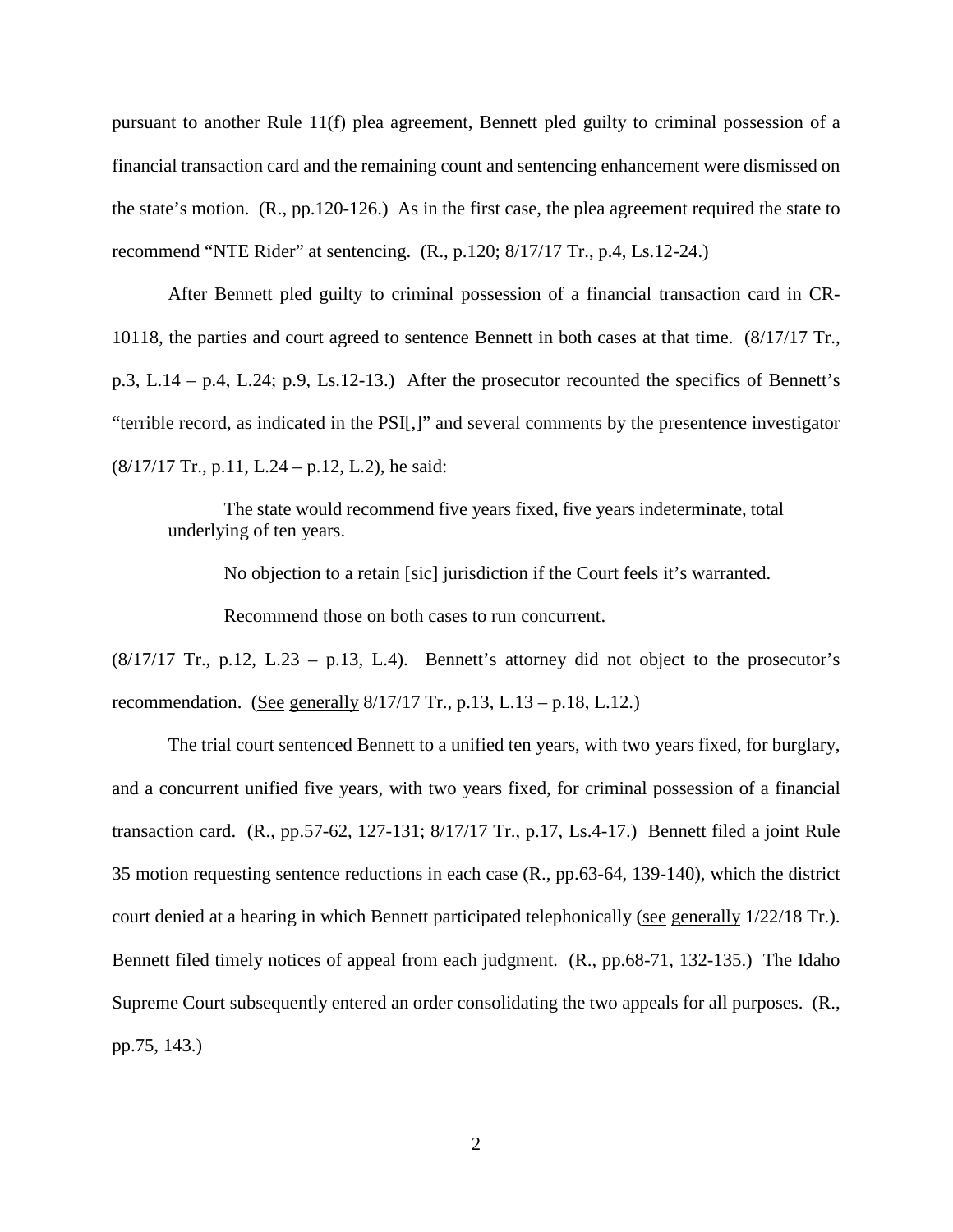pursuant to another Rule 11(f) plea agreement, Bennett pled guilty to criminal possession of a financial transaction card and the remaining count and sentencing enhancement were dismissed on the state's motion. (R., pp.120-126.) As in the first case, the plea agreement required the state to recommend "NTE Rider" at sentencing. (R., p.120; 8/17/17 Tr., p.4, Ls.12-24.)

After Bennett pled guilty to criminal possession of a financial transaction card in CR-10118, the parties and court agreed to sentence Bennett in both cases at that time. (8/17/17 Tr., p.3, L.14 – p.4, L.24; p.9, Ls.12-13.) After the prosecutor recounted the specifics of Bennett's "terrible record, as indicated in the PSI[,]" and several comments by the presentence investigator (8/17/17 Tr., p.11, L.24 – p.12, L.2), he said:

> The state would recommend five years fixed, five years indeterminate, total underlying of ten years.
>
> No objection to a retain [sic] jurisdiction if the Court feels it's warranted.
>
> Recommend those on both cases to run concurrent.

(8/17/17 Tr., p.12, L.23 – p.13, L.4). Bennett's attorney did not object to the prosecutor's recommendation. (See generally 8/17/17 Tr., p.13, L.13 – p.18, L.12.)

The trial court sentenced Bennett to a unified ten years, with two years fixed, for burglary, and a concurrent unified five years, with two years fixed, for criminal possession of a financial transaction card. (R., pp.57-62, 127-131; 8/17/17 Tr., p.17, Ls.4-17.) Bennett filed a joint Rule 35 motion requesting sentence reductions in each case (R., pp.63-64, 139-140), which the district court denied at a hearing in which Bennett participated telephonically (see generally 1/22/18 Tr.). Bennett filed timely notices of appeal from each judgment. (R., pp.68-71, 132-135.) The Idaho Supreme Court subsequently entered an order consolidating the two appeals for all purposes. (R., pp.75, 143.)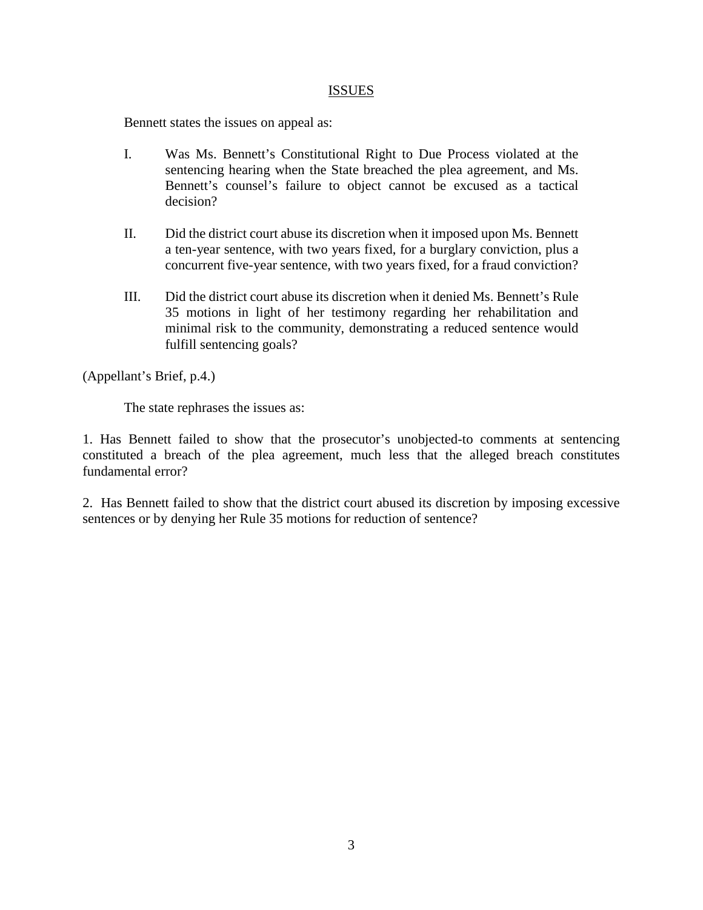## ISSUES

Bennett states the issues on appeal as:

> I. Was Ms. Bennett's Constitutional Right to Due Process violated at the sentencing hearing when the State breached the plea agreement, and Ms. Bennett's counsel's failure to object cannot be excused as a tactical decision?
>
> II. Did the district court abuse its discretion when it imposed upon Ms. Bennett a ten-year sentence, with two years fixed, for a burglary conviction, plus a concurrent five-year sentence, with two years fixed, for a fraud conviction?
>
> III. Did the district court abuse its discretion when it denied Ms. Bennett's Rule 35 motions in light of her testimony regarding her rehabilitation and minimal risk to the community, demonstrating a reduced sentence would fulfill sentencing goals?

(Appellant's Brief, p.4.)

The state rephrases the issues as:

1. Has Bennett failed to show that the prosecutor's unobjected-to comments at sentencing constituted a breach of the plea agreement, much less that the alleged breach constitutes fundamental error?

2. Has Bennett failed to show that the district court abused its discretion by imposing excessive sentences or by denying her Rule 35 motions for reduction of sentence?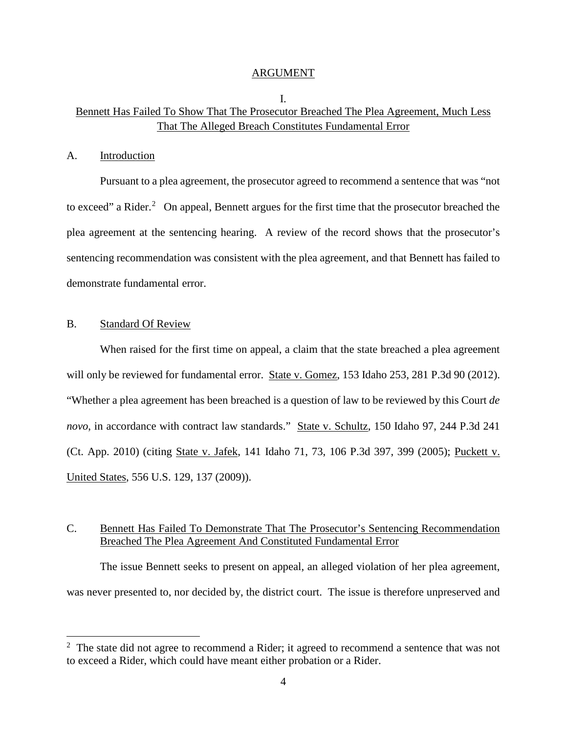## ARGUMENT

### I.
### Bennett Has Failed To Show That The Prosecutor Breached The Plea Agreement, Much Less That The Alleged Breach Constitutes Fundamental Error

A. Introduction

Pursuant to a plea agreement, the prosecutor agreed to recommend a sentence that was "not to exceed" a Rider.[2] On appeal, Bennett argues for the first time that the prosecutor breached the plea agreement at the sentencing hearing. A review of the record shows that the prosecutor's sentencing recommendation was consistent with the plea agreement, and that Bennett has failed to demonstrate fundamental error.

B. Standard Of Review

When raised for the first time on appeal, a claim that the state breached a plea agreement will only be reviewed for fundamental error. State v. Gomez, 153 Idaho 253, 281 P.3d 90 (2012). "Whether a plea agreement has been breached is a question of law to be reviewed by this Court *de novo*, in accordance with contract law standards." State v. Schultz, 150 Idaho 97, 244 P.3d 241 (Ct. App. 2010) (citing State v. Jafek, 141 Idaho 71, 73, 106 P.3d 397, 399 (2005); Puckett v. United States, 556 U.S. 129, 137 (2009)).

C. Bennett Has Failed To Demonstrate That The Prosecutor's Sentencing Recommendation Breached The Plea Agreement And Constituted Fundamental Error

The issue Bennett seeks to present on appeal, an alleged violation of her plea agreement, was never presented to, nor decided by, the district court. The issue is therefore unpreserved and

[2] The state did not agree to recommend a Rider; it agreed to recommend a sentence that was not to exceed a Rider, which could have meant either probation or a Rider.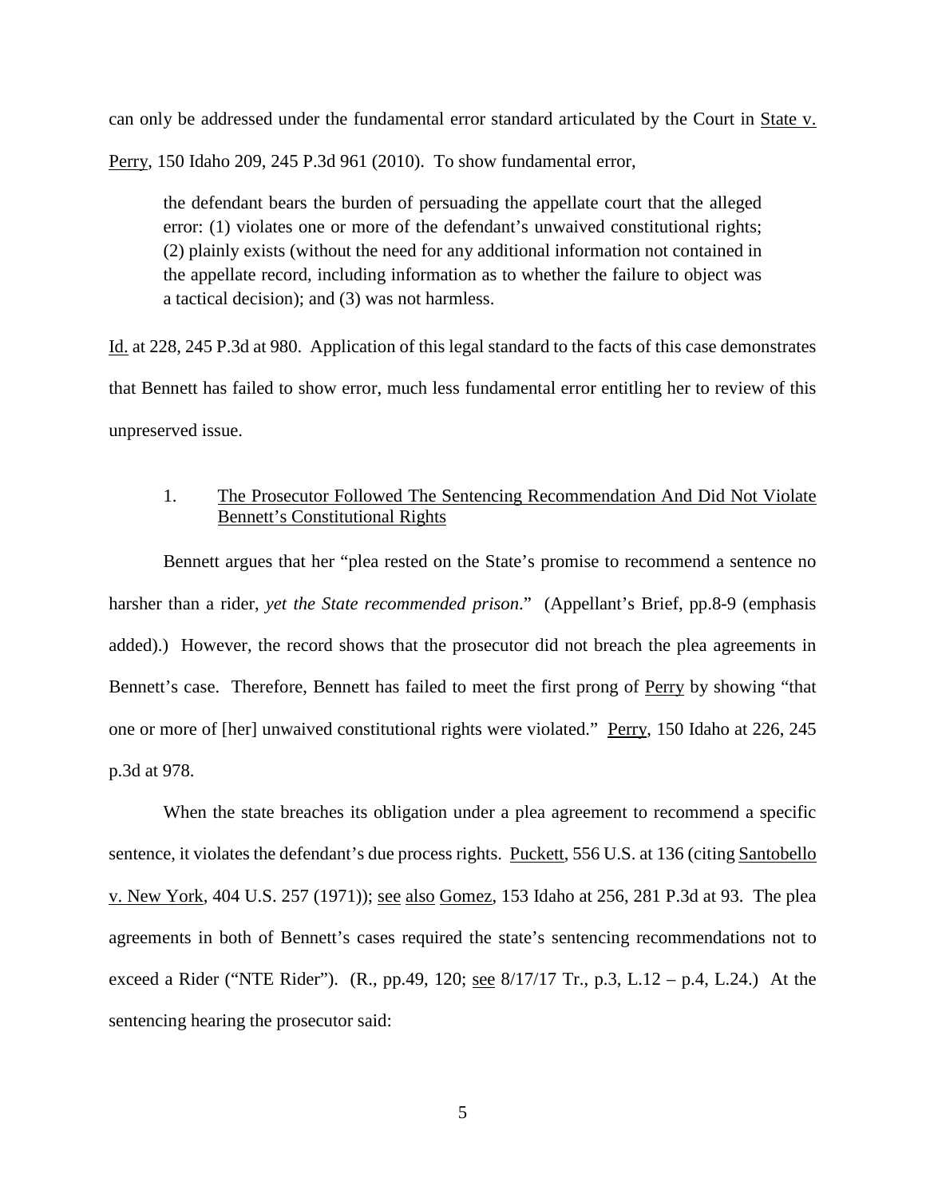can only be addressed under the fundamental error standard articulated by the Court in State v. Perry, 150 Idaho 209, 245 P.3d 961 (2010). To show fundamental error,

> the defendant bears the burden of persuading the appellate court that the alleged error: (1) violates one or more of the defendant's unwaived constitutional rights; (2) plainly exists (without the need for any additional information not contained in the appellate record, including information as to whether the failure to object was a tactical decision); and (3) was not harmless.

Id. at 228, 245 P.3d at 980. Application of this legal standard to the facts of this case demonstrates that Bennett has failed to show error, much less fundamental error entitling her to review of this unpreserved issue.

1. The Prosecutor Followed The Sentencing Recommendation And Did Not Violate Bennett's Constitutional Rights

Bennett argues that her "plea rested on the State's promise to recommend a sentence no harsher than a rider, *yet the State recommended prison*." (Appellant's Brief, pp.8-9 (emphasis added).) However, the record shows that the prosecutor did not breach the plea agreements in Bennett's case. Therefore, Bennett has failed to meet the first prong of Perry by showing "that one or more of [her] unwaived constitutional rights were violated." Perry, 150 Idaho at 226, 245 p.3d at 978.

When the state breaches its obligation under a plea agreement to recommend a specific sentence, it violates the defendant's due process rights. Puckett, 556 U.S. at 136 (citing Santobello v. New York, 404 U.S. 257 (1971)); see also Gomez, 153 Idaho at 256, 281 P.3d at 93. The plea agreements in both of Bennett's cases required the state's sentencing recommendations not to exceed a Rider ("NTE Rider"). (R., pp.49, 120; see 8/17/17 Tr., p.3, L.12 – p.4, L.24.) At the sentencing hearing the prosecutor said: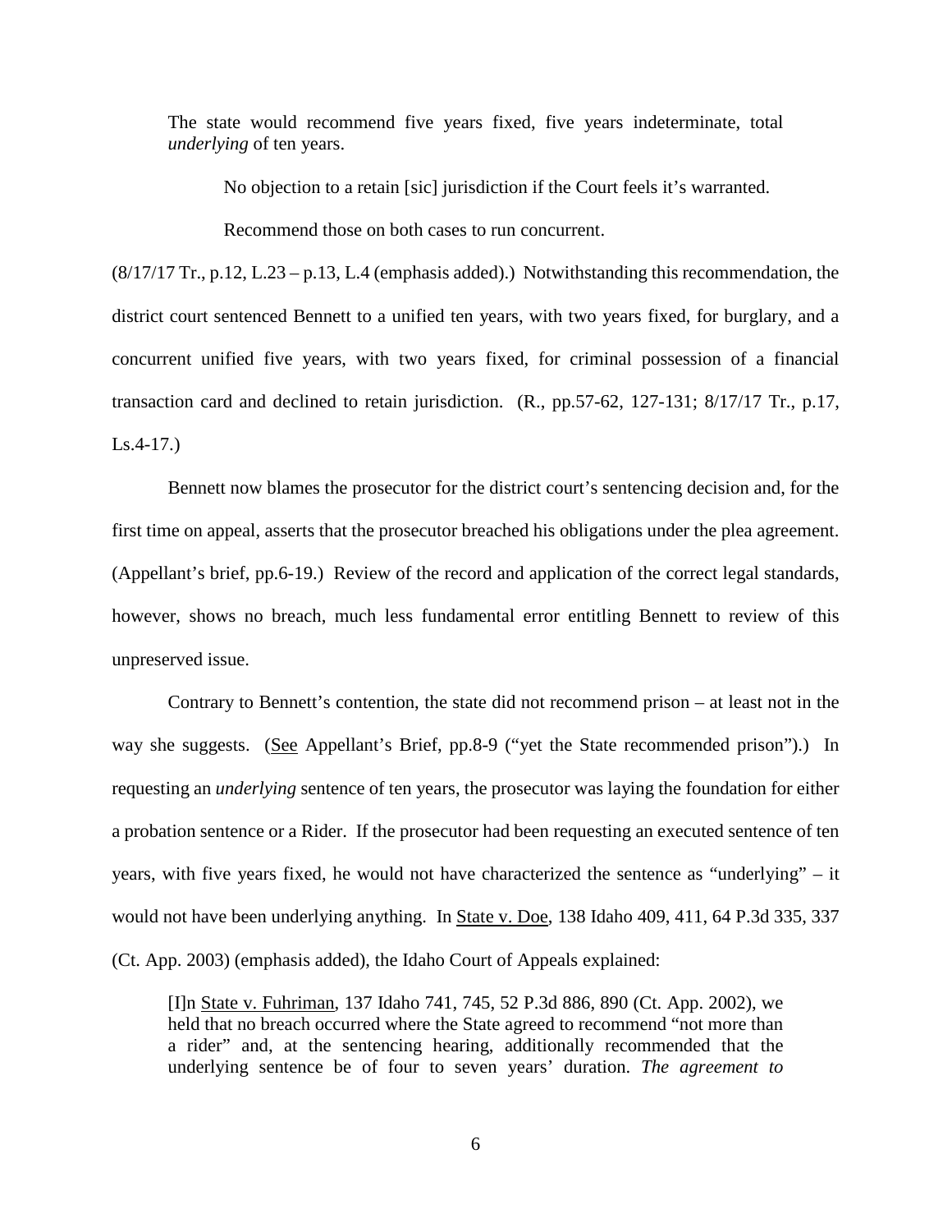> The state would recommend five years fixed, five years indeterminate, total *underlying* of ten years.
>
> No objection to a retain [sic] jurisdiction if the Court feels it's warranted.
>
> Recommend those on both cases to run concurrent.

(8/17/17 Tr., p.12, L.23 – p.13, L.4 (emphasis added).) Notwithstanding this recommendation, the district court sentenced Bennett to a unified ten years, with two years fixed, for burglary, and a concurrent unified five years, with two years fixed, for criminal possession of a financial transaction card and declined to retain jurisdiction. (R., pp.57-62, 127-131; 8/17/17 Tr., p.17, Ls.4-17.)

Bennett now blames the prosecutor for the district court's sentencing decision and, for the first time on appeal, asserts that the prosecutor breached his obligations under the plea agreement. (Appellant's brief, pp.6-19.) Review of the record and application of the correct legal standards, however, shows no breach, much less fundamental error entitling Bennett to review of this unpreserved issue.

Contrary to Bennett's contention, the state did not recommend prison – at least not in the way she suggests. (See Appellant's Brief, pp.8-9 ("yet the State recommended prison").) In requesting an *underlying* sentence of ten years, the prosecutor was laying the foundation for either a probation sentence or a Rider. If the prosecutor had been requesting an executed sentence of ten years, with five years fixed, he would not have characterized the sentence as "underlying" – it would not have been underlying anything. In State v. Doe, 138 Idaho 409, 411, 64 P.3d 335, 337 (Ct. App. 2003) (emphasis added), the Idaho Court of Appeals explained:

> [I]n State v. Fuhriman, 137 Idaho 741, 745, 52 P.3d 886, 890 (Ct. App. 2002), we held that no breach occurred where the State agreed to recommend "not more than a rider" and, at the sentencing hearing, additionally recommended that the underlying sentence be of four to seven years' duration. *The agreement to*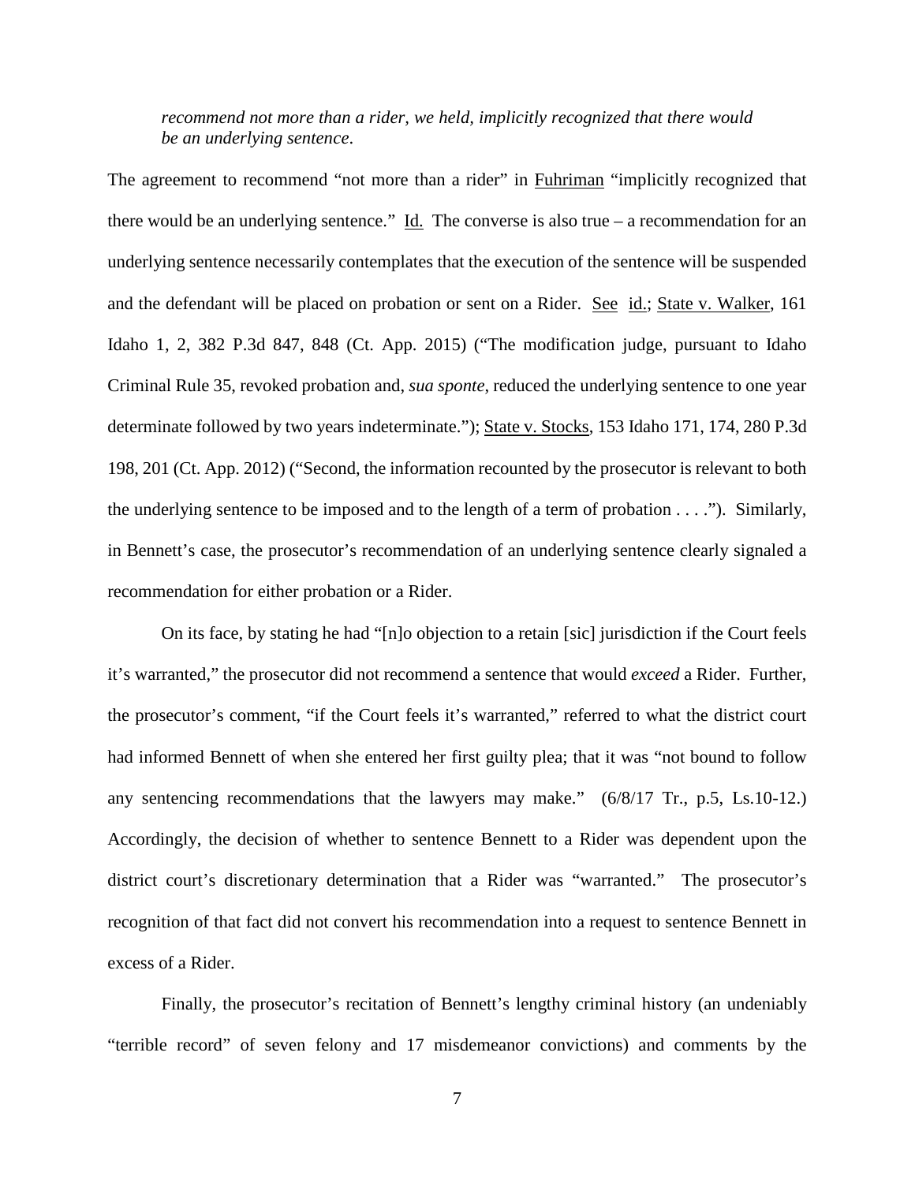> *recommend not more than a rider, we held, implicitly recognized that there would be an underlying sentence*.

The agreement to recommend "not more than a rider" in Fuhriman "implicitly recognized that there would be an underlying sentence." Id. The converse is also true – a recommendation for an underlying sentence necessarily contemplates that the execution of the sentence will be suspended and the defendant will be placed on probation or sent on a Rider. See id.; State v. Walker, 161 Idaho 1, 2, 382 P.3d 847, 848 (Ct. App. 2015) ("The modification judge, pursuant to Idaho Criminal Rule 35, revoked probation and, *sua sponte*, reduced the underlying sentence to one year determinate followed by two years indeterminate."); State v. Stocks, 153 Idaho 171, 174, 280 P.3d 198, 201 (Ct. App. 2012) ("Second, the information recounted by the prosecutor is relevant to both the underlying sentence to be imposed and to the length of a term of probation . . . ."). Similarly, in Bennett's case, the prosecutor's recommendation of an underlying sentence clearly signaled a recommendation for either probation or a Rider.

On its face, by stating he had "[n]o objection to a retain [sic] jurisdiction if the Court feels it's warranted," the prosecutor did not recommend a sentence that would *exceed* a Rider. Further, the prosecutor's comment, "if the Court feels it's warranted," referred to what the district court had informed Bennett of when she entered her first guilty plea; that it was "not bound to follow any sentencing recommendations that the lawyers may make." (6/8/17 Tr., p.5, Ls.10-12.) Accordingly, the decision of whether to sentence Bennett to a Rider was dependent upon the district court's discretionary determination that a Rider was "warranted." The prosecutor's recognition of that fact did not convert his recommendation into a request to sentence Bennett in excess of a Rider.

Finally, the prosecutor's recitation of Bennett's lengthy criminal history (an undeniably "terrible record" of seven felony and 17 misdemeanor convictions) and comments by the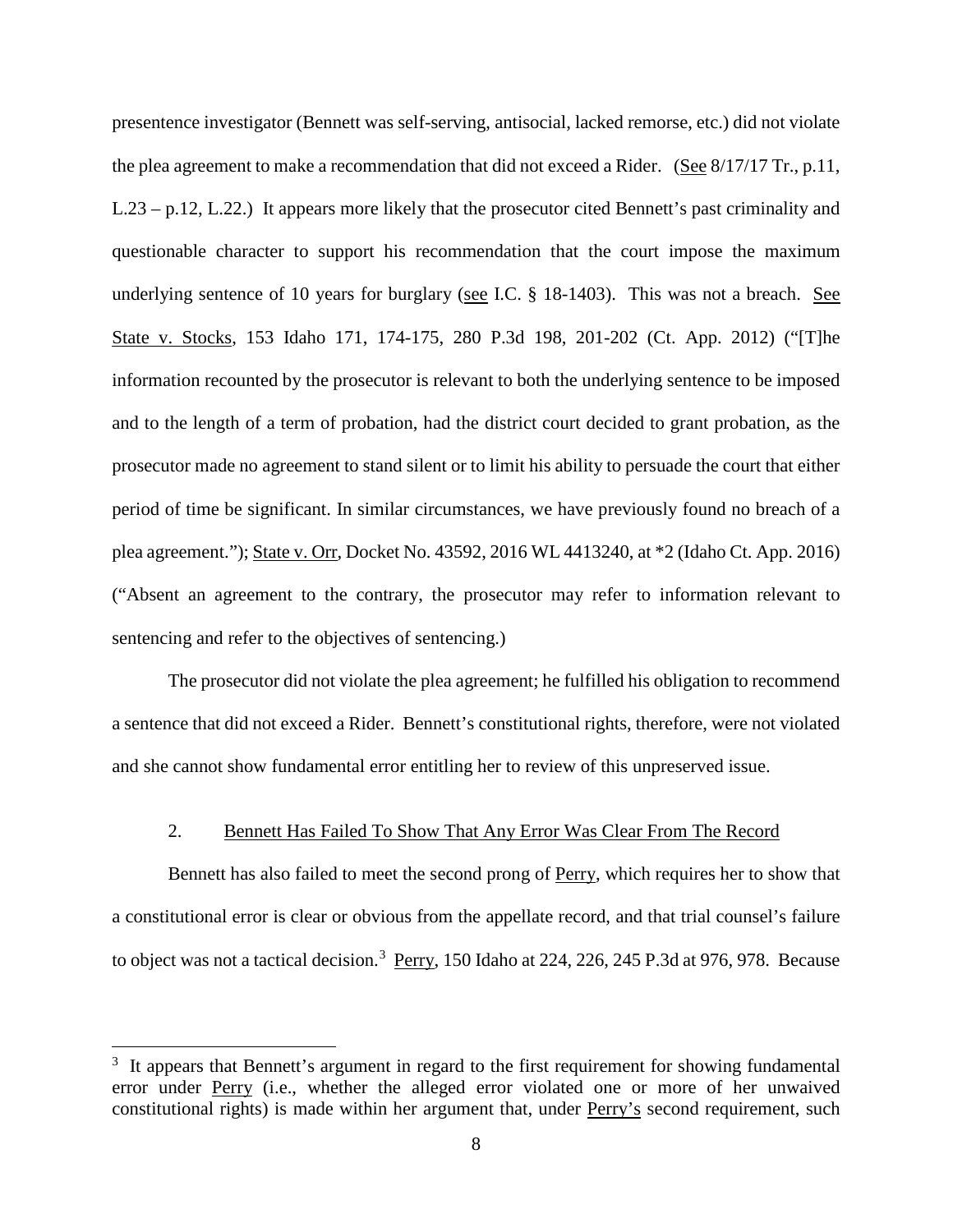presentence investigator (Bennett was self-serving, antisocial, lacked remorse, etc.) did not violate the plea agreement to make a recommendation that did not exceed a Rider. (See 8/17/17 Tr., p.11, L.23 – p.12, L.22.) It appears more likely that the prosecutor cited Bennett's past criminality and questionable character to support his recommendation that the court impose the maximum underlying sentence of 10 years for burglary (see I.C. § 18-1403). This was not a breach. See State v. Stocks, 153 Idaho 171, 174-175, 280 P.3d 198, 201-202 (Ct. App. 2012) ("[T]he information recounted by the prosecutor is relevant to both the underlying sentence to be imposed and to the length of a term of probation, had the district court decided to grant probation, as the prosecutor made no agreement to stand silent or to limit his ability to persuade the court that either period of time be significant. In similar circumstances, we have previously found no breach of a plea agreement."); State v. Orr, Docket No. 43592, 2016 WL 4413240, at *2 (Idaho Ct. App. 2016) ("Absent an agreement to the contrary, the prosecutor may refer to information relevant to sentencing and refer to the objectives of sentencing.)

The prosecutor did not violate the plea agreement; he fulfilled his obligation to recommend a sentence that did not exceed a Rider. Bennett's constitutional rights, therefore, were not violated and she cannot show fundamental error entitling her to review of this unpreserved issue.

2. Bennett Has Failed To Show That Any Error Was Clear From The Record

Bennett has also failed to meet the second prong of Perry, which requires her to show that a constitutional error is clear or obvious from the appellate record, and that trial counsel's failure to object was not a tactical decision.[3] Perry, 150 Idaho at 224, 226, 245 P.3d at 976, 978. Because

[3] It appears that Bennett's argument in regard to the first requirement for showing fundamental error under Perry (i.e., whether the alleged error violated one or more of her unwaived constitutional rights) is made within her argument that, under Perry's second requirement, such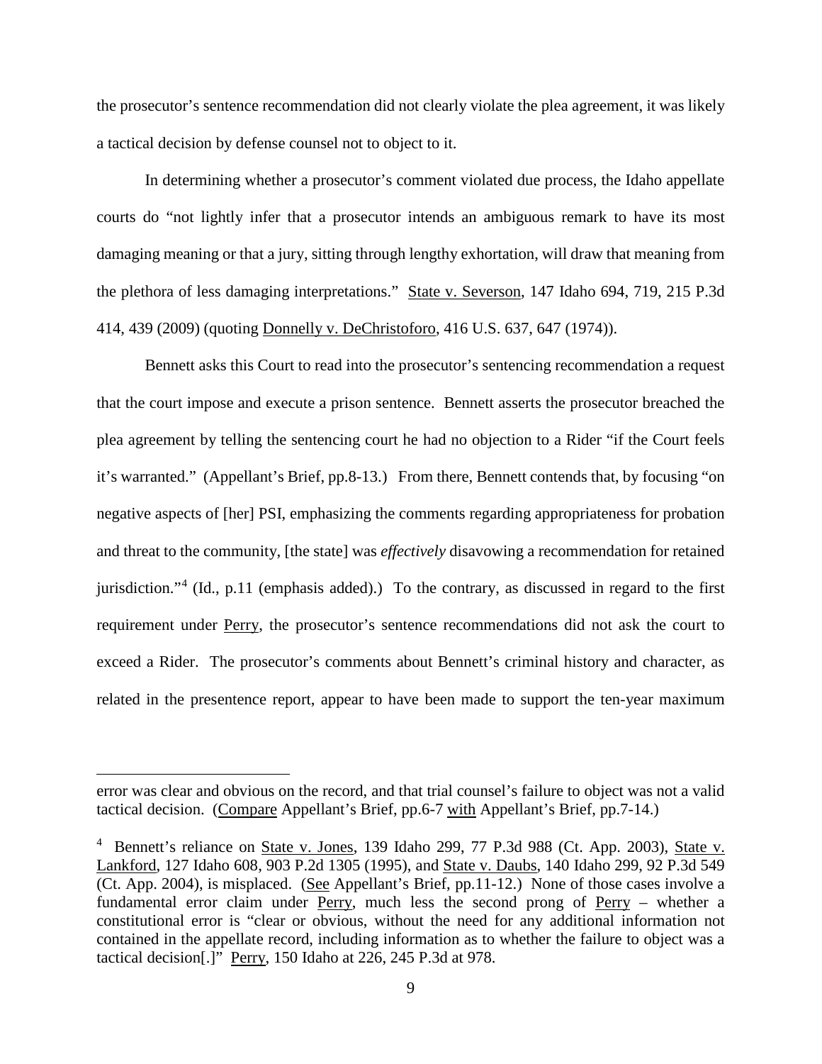the prosecutor's sentence recommendation did not clearly violate the plea agreement, it was likely a tactical decision by defense counsel not to object to it.

In determining whether a prosecutor's comment violated due process, the Idaho appellate courts do "not lightly infer that a prosecutor intends an ambiguous remark to have its most damaging meaning or that a jury, sitting through lengthy exhortation, will draw that meaning from the plethora of less damaging interpretations." State v. Severson, 147 Idaho 694, 719, 215 P.3d 414, 439 (2009) (quoting Donnelly v. DeChristoforo, 416 U.S. 637, 647 (1974)).

Bennett asks this Court to read into the prosecutor's sentencing recommendation a request that the court impose and execute a prison sentence. Bennett asserts the prosecutor breached the plea agreement by telling the sentencing court he had no objection to a Rider "if the Court feels it's warranted." (Appellant's Brief, pp.8-13.) From there, Bennett contends that, by focusing "on negative aspects of [her] PSI, emphasizing the comments regarding appropriateness for probation and threat to the community, [the state] was *effectively* disavowing a recommendation for retained jurisdiction."[4] (Id., p.11 (emphasis added).) To the contrary, as discussed in regard to the first requirement under Perry, the prosecutor's sentence recommendations did not ask the court to exceed a Rider. The prosecutor's comments about Bennett's criminal history and character, as related in the presentence report, appear to have been made to support the ten-year maximum

---

error was clear and obvious on the record, and that trial counsel's failure to object was not a valid tactical decision. (Compare Appellant's Brief, pp.6-7 with Appellant's Brief, pp.7-14.)

[4] Bennett's reliance on State v. Jones, 139 Idaho 299, 77 P.3d 988 (Ct. App. 2003), State v. Lankford, 127 Idaho 608, 903 P.2d 1305 (1995), and State v. Daubs, 140 Idaho 299, 92 P.3d 549 (Ct. App. 2004), is misplaced. (See Appellant's Brief, pp.11-12.) None of those cases involve a fundamental error claim under Perry, much less the second prong of Perry – whether a constitutional error is "clear or obvious, without the need for any additional information not contained in the appellate record, including information as to whether the failure to object was a tactical decision[.]" Perry, 150 Idaho at 226, 245 P.3d at 978.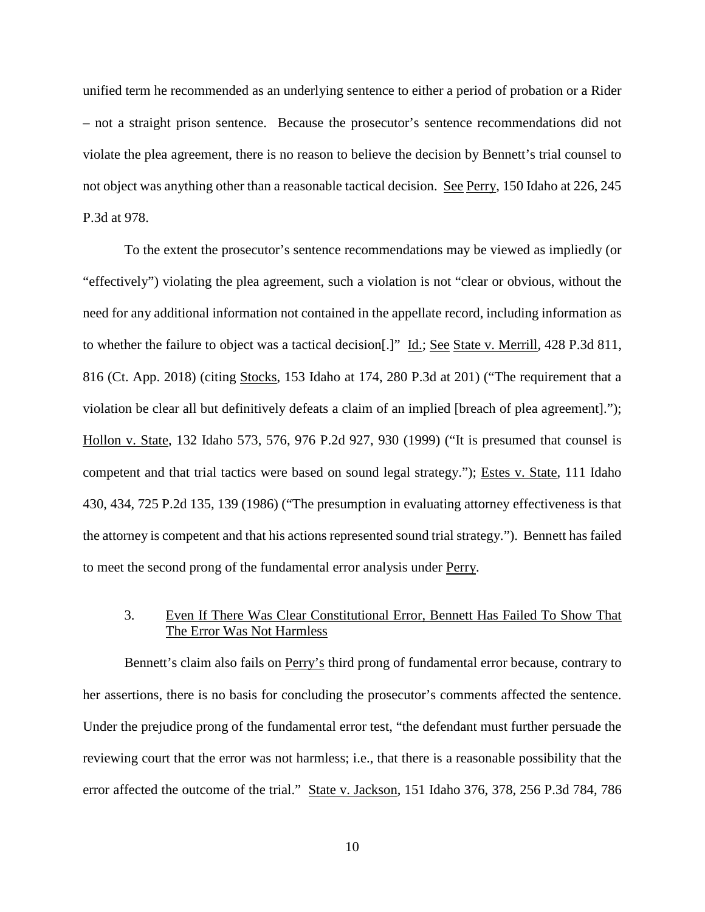unified term he recommended as an underlying sentence to either a period of probation or a Rider – not a straight prison sentence. Because the prosecutor's sentence recommendations did not violate the plea agreement, there is no reason to believe the decision by Bennett's trial counsel to not object was anything other than a reasonable tactical decision. See Perry, 150 Idaho at 226, 245 P.3d at 978.

To the extent the prosecutor's sentence recommendations may be viewed as impliedly (or "effectively") violating the plea agreement, such a violation is not "clear or obvious, without the need for any additional information not contained in the appellate record, including information as to whether the failure to object was a tactical decision[.]" Id.; See State v. Merrill, 428 P.3d 811, 816 (Ct. App. 2018) (citing Stocks, 153 Idaho at 174, 280 P.3d at 201) ("The requirement that a violation be clear all but definitively defeats a claim of an implied [breach of plea agreement]."); Hollon v. State, 132 Idaho 573, 576, 976 P.2d 927, 930 (1999) ("It is presumed that counsel is competent and that trial tactics were based on sound legal strategy."); Estes v. State, 111 Idaho 430, 434, 725 P.2d 135, 139 (1986) ("The presumption in evaluating attorney effectiveness is that the attorney is competent and that his actions represented sound trial strategy."). Bennett has failed to meet the second prong of the fundamental error analysis under Perry.

### 3. Even If There Was Clear Constitutional Error, Bennett Has Failed To Show That The Error Was Not Harmless

Bennett's claim also fails on Perry's third prong of fundamental error because, contrary to her assertions, there is no basis for concluding the prosecutor's comments affected the sentence. Under the prejudice prong of the fundamental error test, "the defendant must further persuade the reviewing court that the error was not harmless; i.e., that there is a reasonable possibility that the error affected the outcome of the trial." State v. Jackson, 151 Idaho 376, 378, 256 P.3d 784, 786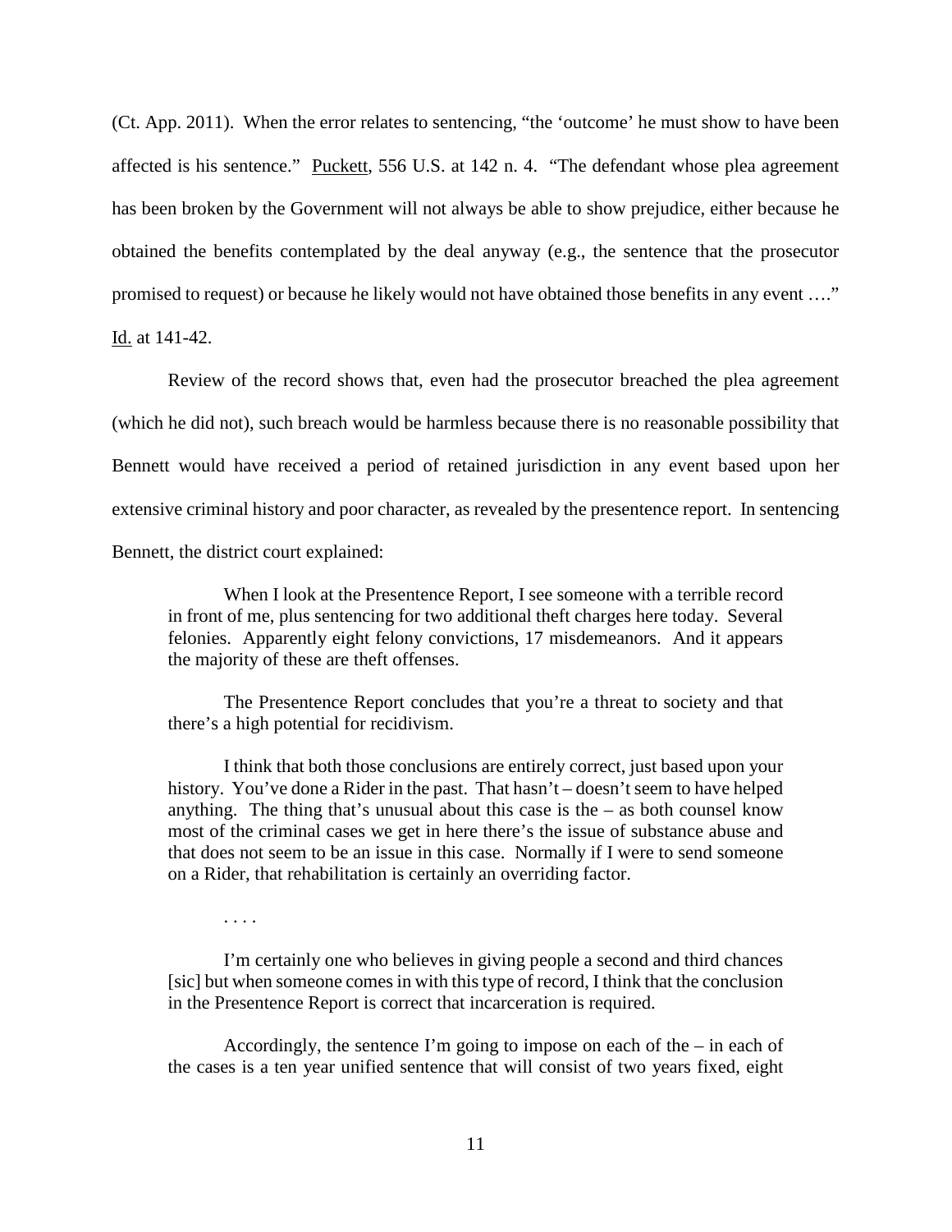(Ct. App. 2011). When the error relates to sentencing, "the 'outcome' he must show to have been affected is his sentence." Puckett, 556 U.S. at 142 n. 4. "The defendant whose plea agreement has been broken by the Government will not always be able to show prejudice, either because he obtained the benefits contemplated by the deal anyway (e.g., the sentence that the prosecutor promised to request) or because he likely would not have obtained those benefits in any event …." Id. at 141-42.

Review of the record shows that, even had the prosecutor breached the plea agreement (which he did not), such breach would be harmless because there is no reasonable possibility that Bennett would have received a period of retained jurisdiction in any event based upon her extensive criminal history and poor character, as revealed by the presentence report. In sentencing Bennett, the district court explained:

> When I look at the Presentence Report, I see someone with a terrible record in front of me, plus sentencing for two additional theft charges here today. Several felonies. Apparently eight felony convictions, 17 misdemeanors. And it appears the majority of these are theft offenses.
>
> The Presentence Report concludes that you're a threat to society and that there's a high potential for recidivism.
>
> I think that both those conclusions are entirely correct, just based upon your history. You've done a Rider in the past. That hasn't – doesn't seem to have helped anything. The thing that's unusual about this case is the – as both counsel know most of the criminal cases we get in here there's the issue of substance abuse and that does not seem to be an issue in this case. Normally if I were to send someone on a Rider, that rehabilitation is certainly an overriding factor.
>
> . . . .
>
> I'm certainly one who believes in giving people a second and third chances [sic] but when someone comes in with this type of record, I think that the conclusion in the Presentence Report is correct that incarceration is required.
>
> Accordingly, the sentence I'm going to impose on each of the – in each of the cases is a ten year unified sentence that will consist of two years fixed, eight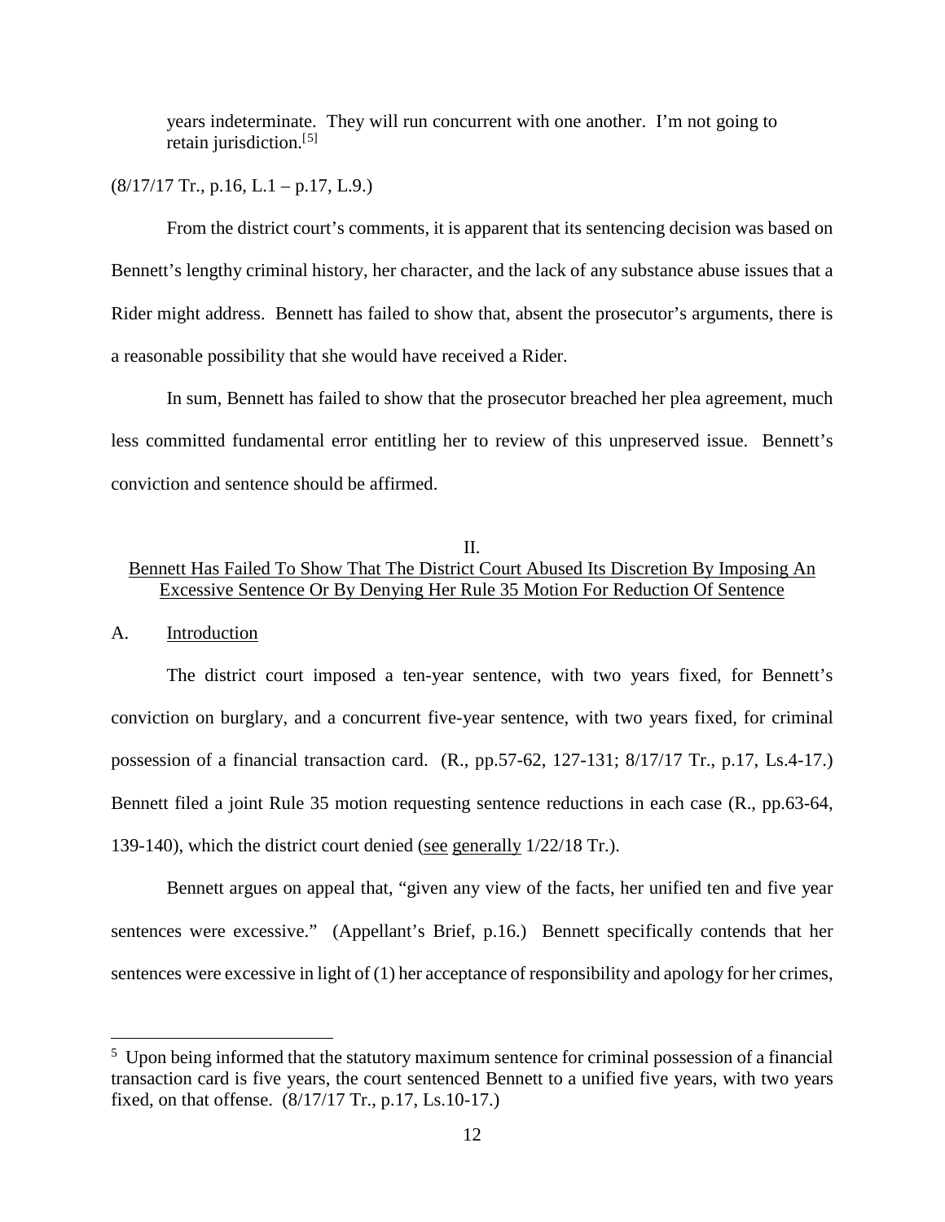years indeterminate. They will run concurrent with one another. I'm not going to retain jurisdiction.[5]

(8/17/17 Tr., p.16, L.1 – p.17, L.9.)

From the district court's comments, it is apparent that its sentencing decision was based on Bennett's lengthy criminal history, her character, and the lack of any substance abuse issues that a Rider might address. Bennett has failed to show that, absent the prosecutor's arguments, there is a reasonable possibility that she would have received a Rider.

In sum, Bennett has failed to show that the prosecutor breached her plea agreement, much less committed fundamental error entitling her to review of this unpreserved issue. Bennett's conviction and sentence should be affirmed.

## II.
## Bennett Has Failed To Show That The District Court Abused Its Discretion By Imposing An Excessive Sentence Or By Denying Her Rule 35 Motion For Reduction Of Sentence

### A. Introduction

The district court imposed a ten-year sentence, with two years fixed, for Bennett's conviction on burglary, and a concurrent five-year sentence, with two years fixed, for criminal possession of a financial transaction card. (R., pp.57-62, 127-131; 8/17/17 Tr., p.17, Ls.4-17.) Bennett filed a joint Rule 35 motion requesting sentence reductions in each case (R., pp.63-64, 139-140), which the district court denied (see generally 1/22/18 Tr.).

Bennett argues on appeal that, "given any view of the facts, her unified ten and five year sentences were excessive." (Appellant's Brief, p.16.) Bennett specifically contends that her sentences were excessive in light of (1) her acceptance of responsibility and apology for her crimes,

---

[5] Upon being informed that the statutory maximum sentence for criminal possession of a financial transaction card is five years, the court sentenced Bennett to a unified five years, with two years fixed, on that offense. (8/17/17 Tr., p.17, Ls.10-17.)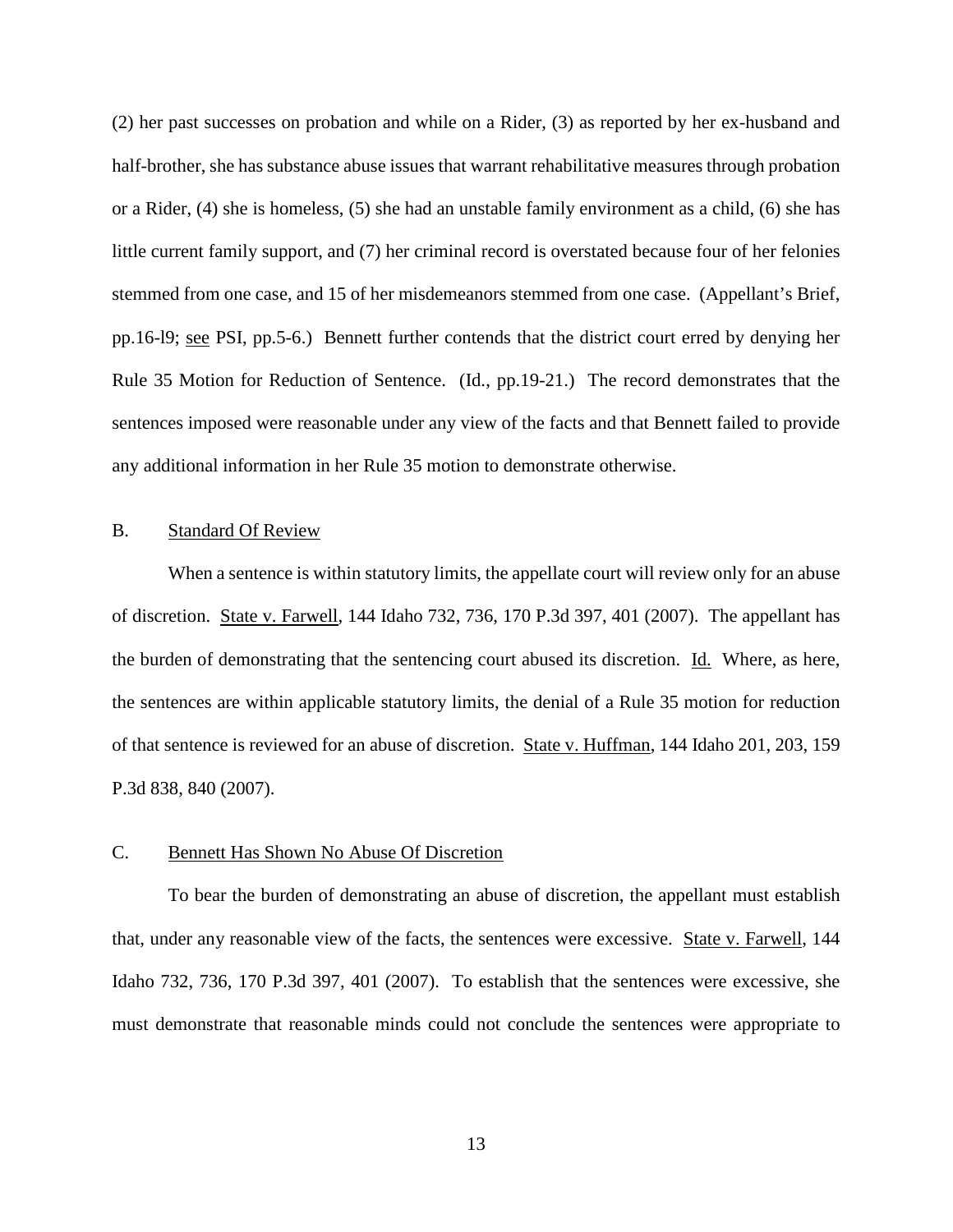(2) her past successes on probation and while on a Rider, (3) as reported by her ex-husband and half-brother, she has substance abuse issues that warrant rehabilitative measures through probation or a Rider, (4) she is homeless, (5) she had an unstable family environment as a child, (6) she has little current family support, and (7) her criminal record is overstated because four of her felonies stemmed from one case, and 15 of her misdemeanors stemmed from one case. (Appellant's Brief, pp.16-l9; see PSI, pp.5-6.) Bennett further contends that the district court erred by denying her Rule 35 Motion for Reduction of Sentence. (Id., pp.19-21.) The record demonstrates that the sentences imposed were reasonable under any view of the facts and that Bennett failed to provide any additional information in her Rule 35 motion to demonstrate otherwise.

## B. Standard Of Review

When a sentence is within statutory limits, the appellate court will review only for an abuse of discretion. State v. Farwell, 144 Idaho 732, 736, 170 P.3d 397, 401 (2007). The appellant has the burden of demonstrating that the sentencing court abused its discretion. Id. Where, as here, the sentences are within applicable statutory limits, the denial of a Rule 35 motion for reduction of that sentence is reviewed for an abuse of discretion. State v. Huffman, 144 Idaho 201, 203, 159 P.3d 838, 840 (2007).

## C. Bennett Has Shown No Abuse Of Discretion

To bear the burden of demonstrating an abuse of discretion, the appellant must establish that, under any reasonable view of the facts, the sentences were excessive. State v. Farwell, 144 Idaho 732, 736, 170 P.3d 397, 401 (2007). To establish that the sentences were excessive, she must demonstrate that reasonable minds could not conclude the sentences were appropriate to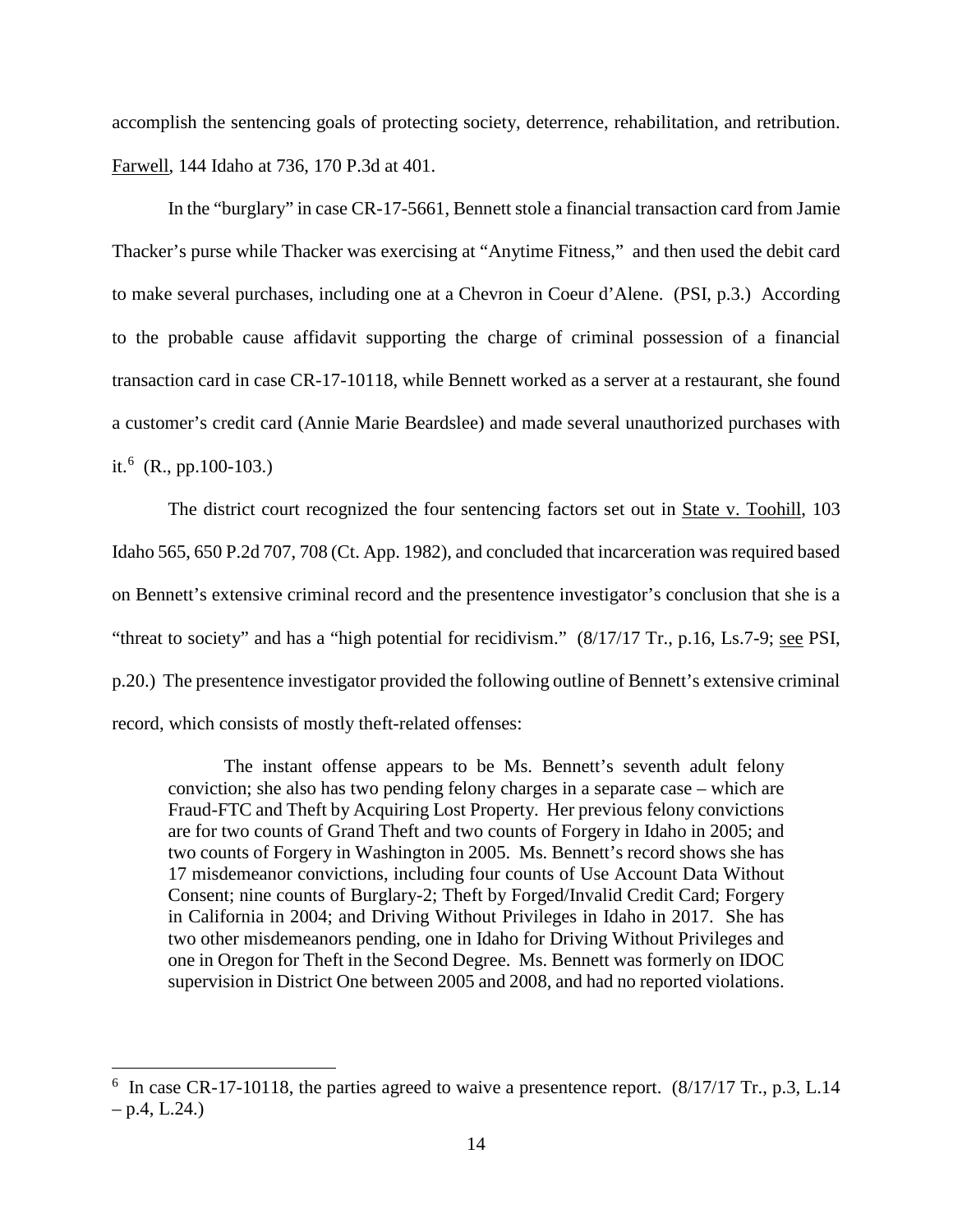accomplish the sentencing goals of protecting society, deterrence, rehabilitation, and retribution. Farwell, 144 Idaho at 736, 170 P.3d at 401.

In the "burglary" in case CR-17-5661, Bennett stole a financial transaction card from Jamie Thacker's purse while Thacker was exercising at "Anytime Fitness," and then used the debit card to make several purchases, including one at a Chevron in Coeur d'Alene. (PSI, p.3.) According to the probable cause affidavit supporting the charge of criminal possession of a financial transaction card in case CR-17-10118, while Bennett worked as a server at a restaurant, she found a customer's credit card (Annie Marie Beardslee) and made several unauthorized purchases with it.[6] (R., pp.100-103.)

The district court recognized the four sentencing factors set out in State v. Toohill, 103 Idaho 565, 650 P.2d 707, 708 (Ct. App. 1982), and concluded that incarceration was required based on Bennett's extensive criminal record and the presentence investigator's conclusion that she is a "threat to society" and has a "high potential for recidivism." (8/17/17 Tr., p.16, Ls.7-9; see PSI, p.20.) The presentence investigator provided the following outline of Bennett's extensive criminal record, which consists of mostly theft-related offenses:

> The instant offense appears to be Ms. Bennett's seventh adult felony conviction; she also has two pending felony charges in a separate case – which are Fraud-FTC and Theft by Acquiring Lost Property. Her previous felony convictions are for two counts of Grand Theft and two counts of Forgery in Idaho in 2005; and two counts of Forgery in Washington in 2005. Ms. Bennett's record shows she has 17 misdemeanor convictions, including four counts of Use Account Data Without Consent; nine counts of Burglary-2; Theft by Forged/Invalid Credit Card; Forgery in California in 2004; and Driving Without Privileges in Idaho in 2017. She has two other misdemeanors pending, one in Idaho for Driving Without Privileges and one in Oregon for Theft in the Second Degree. Ms. Bennett was formerly on IDOC supervision in District One between 2005 and 2008, and had no reported violations.

---

[6] In case CR-17-10118, the parties agreed to waive a presentence report. (8/17/17 Tr., p.3, L.14 – p.4, L.24.)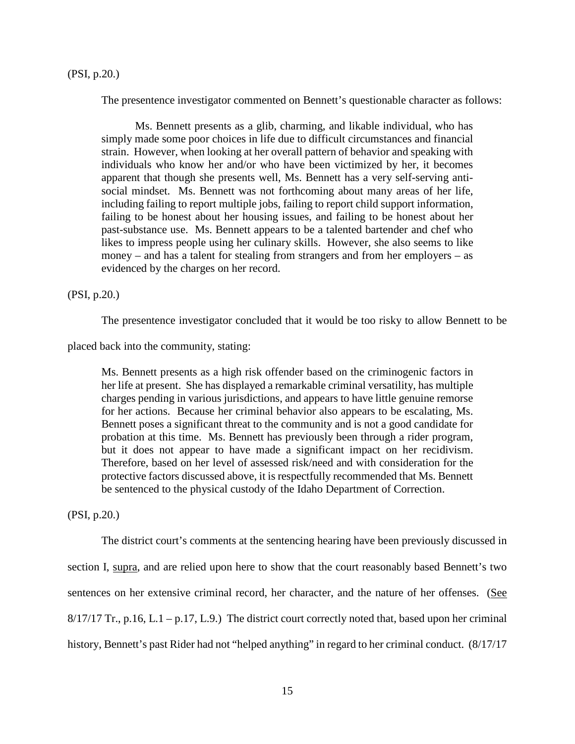(PSI, p.20.)

The presentence investigator commented on Bennett's questionable character as follows:

> Ms. Bennett presents as a glib, charming, and likable individual, who has simply made some poor choices in life due to difficult circumstances and financial strain. However, when looking at her overall pattern of behavior and speaking with individuals who know her and/or who have been victimized by her, it becomes apparent that though she presents well, Ms. Bennett has a very self-serving anti-social mindset. Ms. Bennett was not forthcoming about many areas of her life, including failing to report multiple jobs, failing to report child support information, failing to be honest about her housing issues, and failing to be honest about her past-substance use. Ms. Bennett appears to be a talented bartender and chef who likes to impress people using her culinary skills. However, she also seems to like money – and has a talent for stealing from strangers and from her employers – as evidenced by the charges on her record.

(PSI, p.20.)

The presentence investigator concluded that it would be too risky to allow Bennett to be placed back into the community, stating:

> Ms. Bennett presents as a high risk offender based on the criminogenic factors in her life at present. She has displayed a remarkable criminal versatility, has multiple charges pending in various jurisdictions, and appears to have little genuine remorse for her actions. Because her criminal behavior also appears to be escalating, Ms. Bennett poses a significant threat to the community and is not a good candidate for probation at this time. Ms. Bennett has previously been through a rider program, but it does not appear to have made a significant impact on her recidivism. Therefore, based on her level of assessed risk/need and with consideration for the protective factors discussed above, it is respectfully recommended that Ms. Bennett be sentenced to the physical custody of the Idaho Department of Correction.

(PSI, p.20.)

The district court's comments at the sentencing hearing have been previously discussed in section I, supra, and are relied upon here to show that the court reasonably based Bennett's two sentences on her extensive criminal record, her character, and the nature of her offenses. (See 8/17/17 Tr., p.16, L.1 – p.17, L.9.) The district court correctly noted that, based upon her criminal history, Bennett's past Rider had not "helped anything" in regard to her criminal conduct. (8/17/17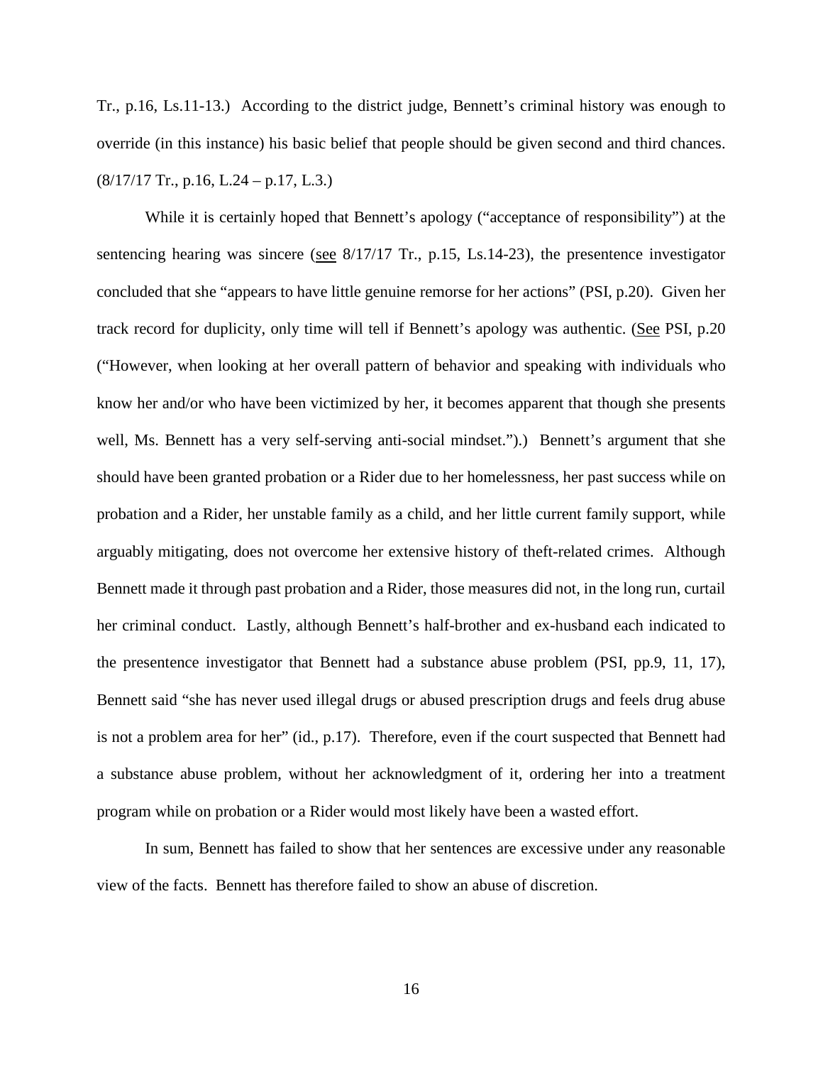Tr., p.16, Ls.11-13.) According to the district judge, Bennett's criminal history was enough to override (in this instance) his basic belief that people should be given second and third chances. (8/17/17 Tr., p.16, L.24 – p.17, L.3.)

While it is certainly hoped that Bennett's apology ("acceptance of responsibility") at the sentencing hearing was sincere (see 8/17/17 Tr., p.15, Ls.14-23), the presentence investigator concluded that she "appears to have little genuine remorse for her actions" (PSI, p.20). Given her track record for duplicity, only time will tell if Bennett's apology was authentic. (See PSI, p.20 ("However, when looking at her overall pattern of behavior and speaking with individuals who know her and/or who have been victimized by her, it becomes apparent that though she presents well, Ms. Bennett has a very self-serving anti-social mindset.").) Bennett's argument that she should have been granted probation or a Rider due to her homelessness, her past success while on probation and a Rider, her unstable family as a child, and her little current family support, while arguably mitigating, does not overcome her extensive history of theft-related crimes. Although Bennett made it through past probation and a Rider, those measures did not, in the long run, curtail her criminal conduct. Lastly, although Bennett's half-brother and ex-husband each indicated to the presentence investigator that Bennett had a substance abuse problem (PSI, pp.9, 11, 17), Bennett said "she has never used illegal drugs or abused prescription drugs and feels drug abuse is not a problem area for her" (id., p.17). Therefore, even if the court suspected that Bennett had a substance abuse problem, without her acknowledgment of it, ordering her into a treatment program while on probation or a Rider would most likely have been a wasted effort.

In sum, Bennett has failed to show that her sentences are excessive under any reasonable view of the facts. Bennett has therefore failed to show an abuse of discretion.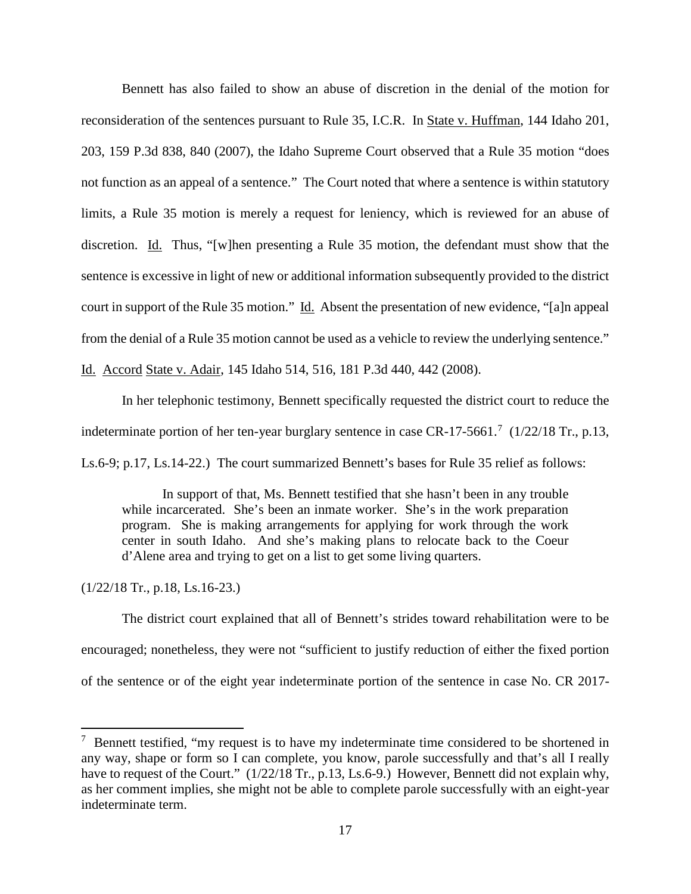Bennett has also failed to show an abuse of discretion in the denial of the motion for reconsideration of the sentences pursuant to Rule 35, I.C.R. In State v. Huffman, 144 Idaho 201, 203, 159 P.3d 838, 840 (2007), the Idaho Supreme Court observed that a Rule 35 motion "does not function as an appeal of a sentence." The Court noted that where a sentence is within statutory limits, a Rule 35 motion is merely a request for leniency, which is reviewed for an abuse of discretion. Id. Thus, "[w]hen presenting a Rule 35 motion, the defendant must show that the sentence is excessive in light of new or additional information subsequently provided to the district court in support of the Rule 35 motion." Id. Absent the presentation of new evidence, "[a]n appeal from the denial of a Rule 35 motion cannot be used as a vehicle to review the underlying sentence." Id. Accord State v. Adair, 145 Idaho 514, 516, 181 P.3d 440, 442 (2008).

In her telephonic testimony, Bennett specifically requested the district court to reduce the indeterminate portion of her ten-year burglary sentence in case CR-17-5661.[7] (1/22/18 Tr., p.13, Ls.6-9; p.17, Ls.14-22.) The court summarized Bennett's bases for Rule 35 relief as follows:

> In support of that, Ms. Bennett testified that she hasn't been in any trouble while incarcerated. She's been an inmate worker. She's in the work preparation program. She is making arrangements for applying for work through the work center in south Idaho. And she's making plans to relocate back to the Coeur d'Alene area and trying to get on a list to get some living quarters.

(1/22/18 Tr., p.18, Ls.16-23.)

The district court explained that all of Bennett's strides toward rehabilitation were to be encouraged; nonetheless, they were not "sufficient to justify reduction of either the fixed portion of the sentence or of the eight year indeterminate portion of the sentence in case No. CR 2017-

---

[7] Bennett testified, "my request is to have my indeterminate time considered to be shortened in any way, shape or form so I can complete, you know, parole successfully and that's all I really have to request of the Court." (1/22/18 Tr., p.13, Ls.6-9.) However, Bennett did not explain why, as her comment implies, she might not be able to complete parole successfully with an eight-year indeterminate term.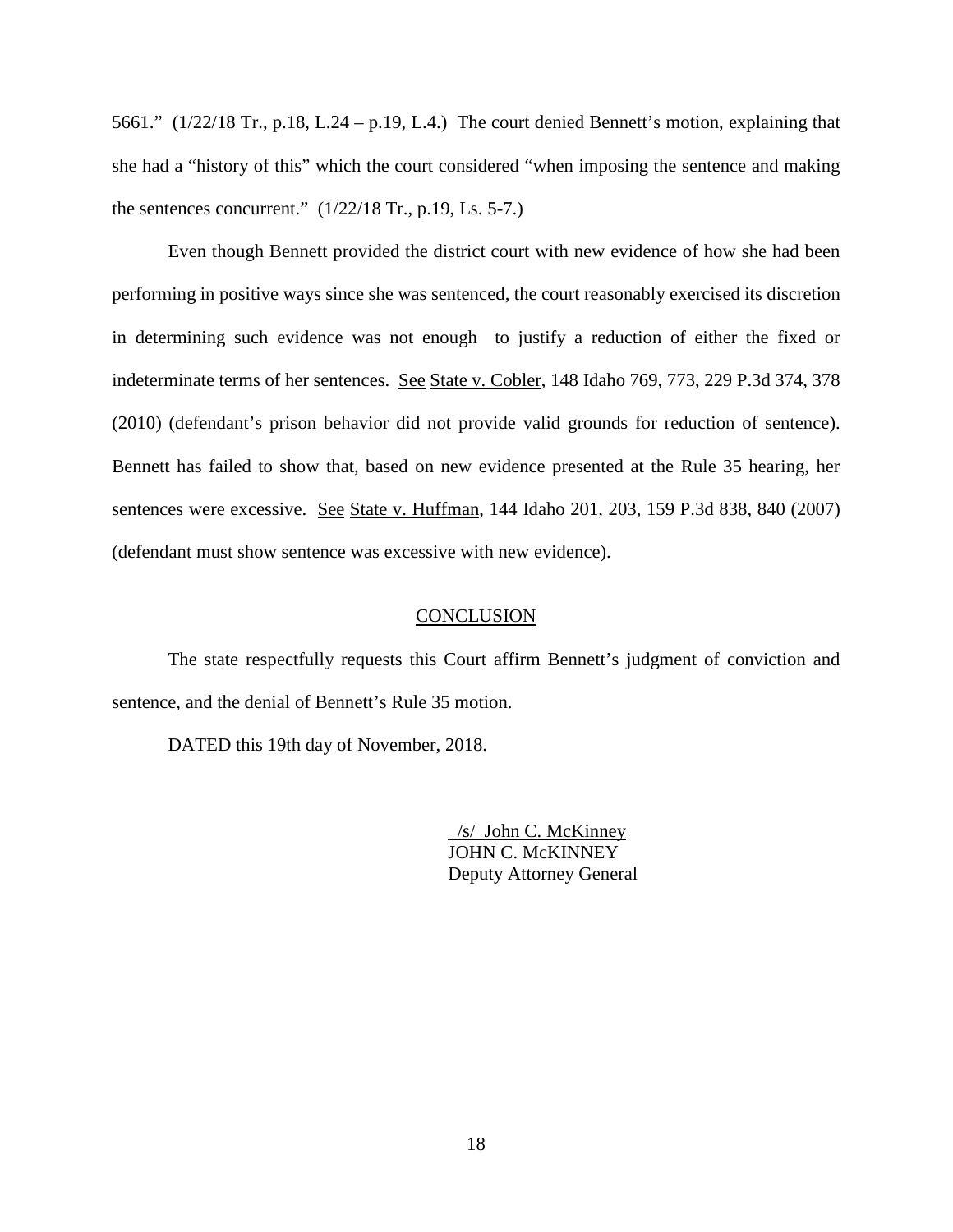5661." (1/22/18 Tr., p.18, L.24 – p.19, L.4.) The court denied Bennett's motion, explaining that she had a "history of this" which the court considered "when imposing the sentence and making the sentences concurrent." (1/22/18 Tr., p.19, Ls. 5-7.)

Even though Bennett provided the district court with new evidence of how she had been performing in positive ways since she was sentenced, the court reasonably exercised its discretion in determining such evidence was not enough to justify a reduction of either the fixed or indeterminate terms of her sentences. See State v. Cobler, 148 Idaho 769, 773, 229 P.3d 374, 378 (2010) (defendant's prison behavior did not provide valid grounds for reduction of sentence). Bennett has failed to show that, based on new evidence presented at the Rule 35 hearing, her sentences were excessive. See State v. Huffman, 144 Idaho 201, 203, 159 P.3d 838, 840 (2007) (defendant must show sentence was excessive with new evidence).

## CONCLUSION

The state respectfully requests this Court affirm Bennett's judgment of conviction and sentence, and the denial of Bennett's Rule 35 motion.

DATED this 19th day of November, 2018.

/s/ John C. McKinney
JOHN C. McKINNEY
Deputy Attorney General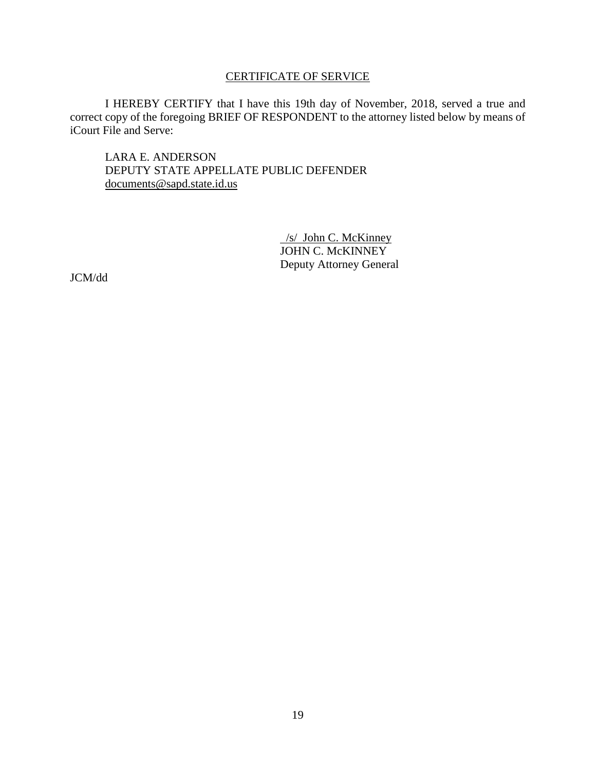## CERTIFICATE OF SERVICE

I HEREBY CERTIFY that I have this 19th day of November, 2018, served a true and correct copy of the foregoing BRIEF OF RESPONDENT to the attorney listed below by means of iCourt File and Serve:

LARA E. ANDERSON
DEPUTY STATE APPELLATE PUBLIC DEFENDER
documents@sapd.state.id.us

/s/ John C. McKinney
JOHN C. McKINNEY
Deputy Attorney General

JCM/dd